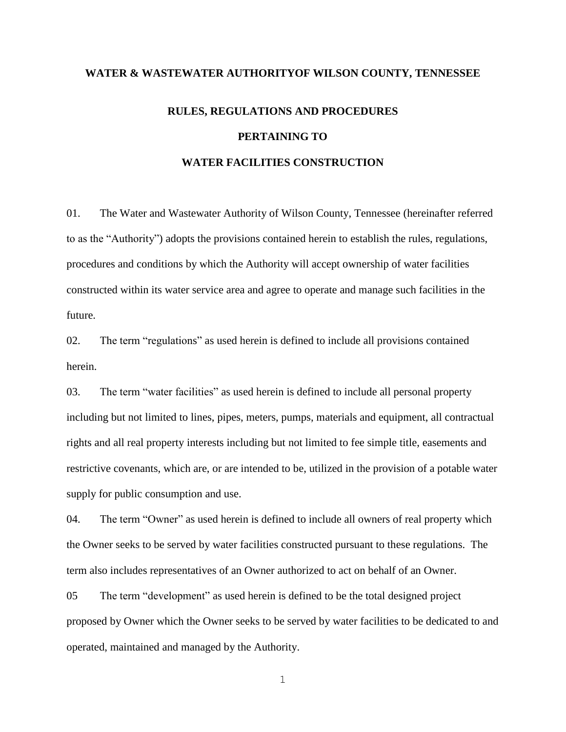# WATER & WASTEWATER AUTHORITYOF WILSON COUNTY, TENNESSEE

## RULES, REGULATIONS AND PROCEDURES

## PERTAINING TO

## WATER FACILITIES CONSTRUCTION

01. The Water and Wastewater Authority of Wilson County, Tennessee (hereinafter referred to as the "Authority") adopts the provisions contained herein to establish the rules, regulations, procedures and conditions by which the Authority will accept ownership of water facilities constructed within its water service area and agree to operate and manage such facilities in the future.

02. The term "regulations" as used herein is defined to include all provisions contained herein.

03. The term "water facilities" as used herein is defined to include all personal property including but not limited to lines, pipes, meters, pumps, materials and equipment, all contractual rights and all real property interests including but not limited to fee simple title, easements and restrictive covenants, which are, or are intended to be, utilized in the provision of a potable water supply for public consumption and use.

04. The term "Owner" as used herein is defined to include all owners of real property which the Owner seeks to be served by water facilities constructed pursuant to these regulations. The term also includes representatives of an Owner authorized to act on behalf of an Owner.

05 The term "development" as used herein is defined to be the total designed project proposed by Owner which the Owner seeks to be served by water facilities to be dedicated to and operated, maintained and managed by the Authority.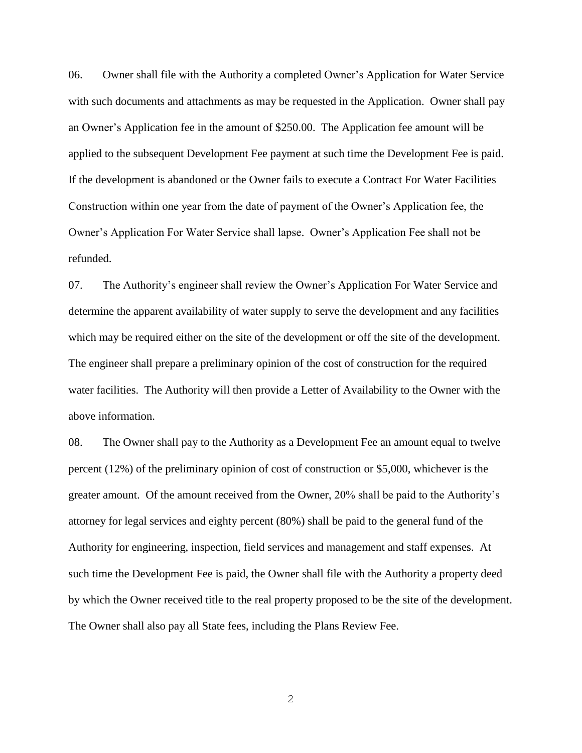06. Owner shall file with the Authority a completed Owner's Application for Water Service with such documents and attachments as may be requested in the Application. Owner shall pay an Owner's Application fee in the amount of $250.00. The Application fee amount will be applied to the subsequent Development Fee payment at such time the Development Fee is paid. If the development is abandoned or the Owner fails to execute a Contract For Water Facilities Construction within one year from the date of payment of the Owner's Application fee, the Owner's Application For Water Service shall lapse. Owner's Application Fee shall not be refunded.

07. The Authority's engineer shall review the Owner's Application For Water Service and determine the apparent availability of water supply to serve the development and any facilities which may be required either on the site of the development or off the site of the development. The engineer shall prepare a preliminary opinion of the cost of construction for the required water facilities. The Authority will then provide a Letter of Availability to the Owner with the above information.

08. The Owner shall pay to the Authority as a Development Fee an amount equal to twelve percent (12%) of the preliminary opinion of cost of construction or $5,000, whichever is the greater amount. Of the amount received from the Owner, 20% shall be paid to the Authority's attorney for legal services and eighty percent (80%) shall be paid to the general fund of the Authority for engineering, inspection, field services and management and staff expenses. At such time the Development Fee is paid, the Owner shall file with the Authority a property deed by which the Owner received title to the real property proposed to be the site of the development. The Owner shall also pay all State fees, including the Plans Review Fee.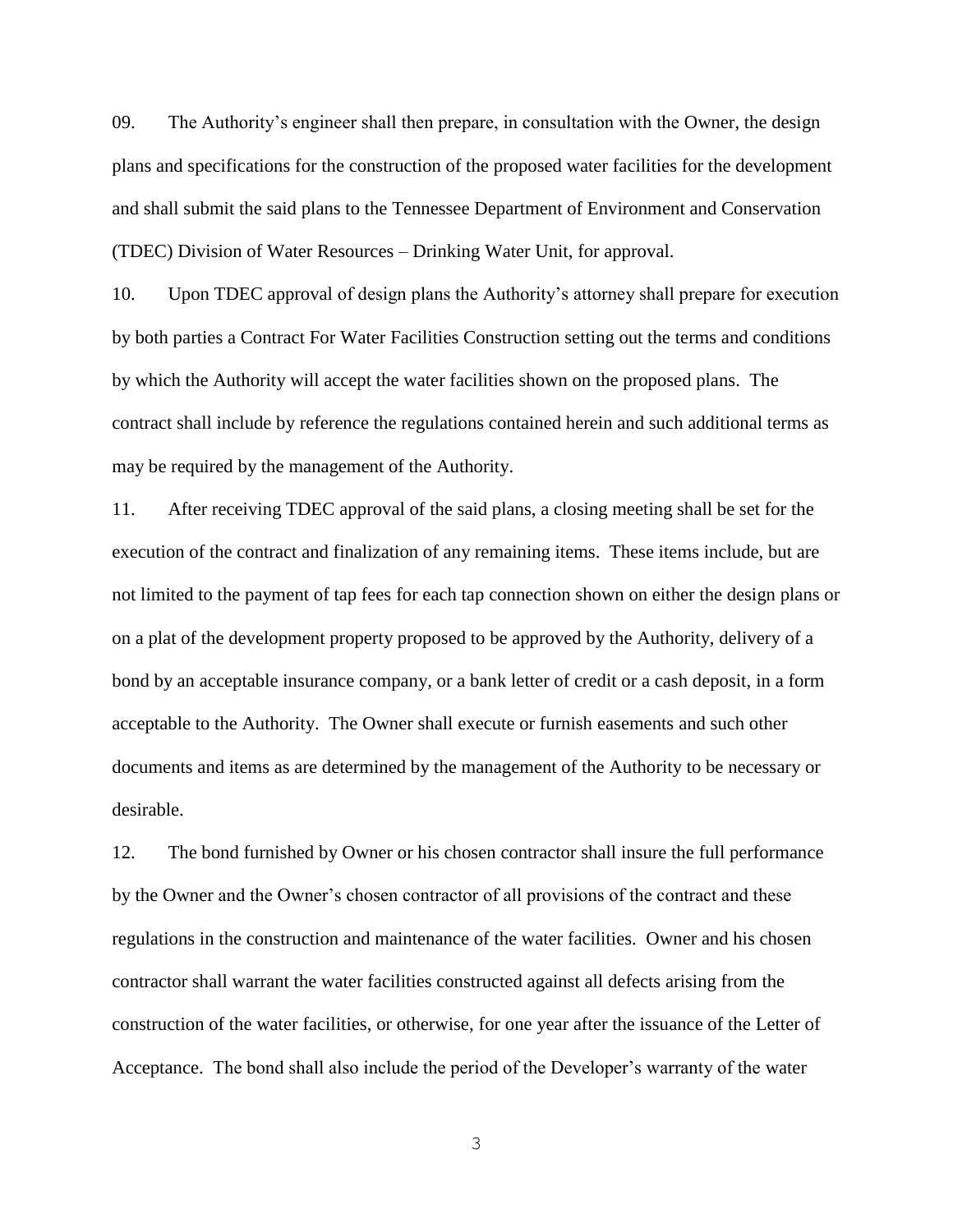09. The Authority's engineer shall then prepare, in consultation with the Owner, the design plans and specifications for the construction of the proposed water facilities for the development and shall submit the said plans to the Tennessee Department of Environment and Conservation (TDEC) Division of Water Resources – Drinking Water Unit, for approval.

10. Upon TDEC approval of design plans the Authority's attorney shall prepare for execution by both parties a Contract For Water Facilities Construction setting out the terms and conditions by which the Authority will accept the water facilities shown on the proposed plans. The contract shall include by reference the regulations contained herein and such additional terms as may be required by the management of the Authority.

11. After receiving TDEC approval of the said plans, a closing meeting shall be set for the execution of the contract and finalization of any remaining items. These items include, but are not limited to the payment of tap fees for each tap connection shown on either the design plans or on a plat of the development property proposed to be approved by the Authority, delivery of a bond by an acceptable insurance company, or a bank letter of credit or a cash deposit, in a form acceptable to the Authority. The Owner shall execute or furnish easements and such other documents and items as are determined by the management of the Authority to be necessary or desirable.

12. The bond furnished by Owner or his chosen contractor shall insure the full performance by the Owner and the Owner's chosen contractor of all provisions of the contract and these regulations in the construction and maintenance of the water facilities. Owner and his chosen contractor shall warrant the water facilities constructed against all defects arising from the construction of the water facilities, or otherwise, for one year after the issuance of the Letter of Acceptance. The bond shall also include the period of the Developer's warranty of the water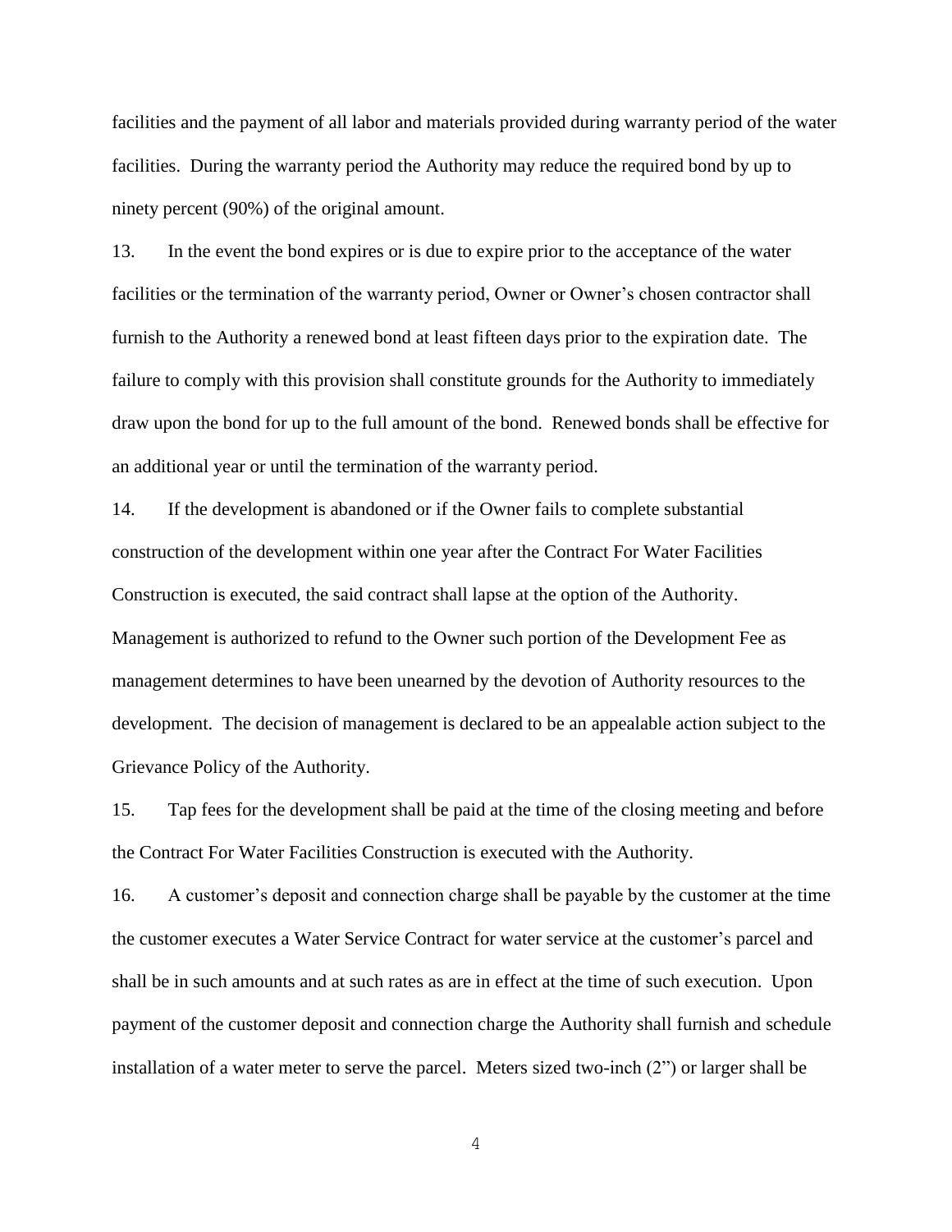facilities and the payment of all labor and materials provided during warranty period of the water facilities. During the warranty period the Authority may reduce the required bond by up to ninety percent (90%) of the original amount.

13. In the event the bond expires or is due to expire prior to the acceptance of the water facilities or the termination of the warranty period, Owner or Owner's chosen contractor shall furnish to the Authority a renewed bond at least fifteen days prior to the expiration date. The failure to comply with this provision shall constitute grounds for the Authority to immediately draw upon the bond for up to the full amount of the bond. Renewed bonds shall be effective for an additional year or until the termination of the warranty period.

14. If the development is abandoned or if the Owner fails to complete substantial construction of the development within one year after the Contract For Water Facilities Construction is executed, the said contract shall lapse at the option of the Authority. Management is authorized to refund to the Owner such portion of the Development Fee as management determines to have been unearned by the devotion of Authority resources to the development. The decision of management is declared to be an appealable action subject to the Grievance Policy of the Authority.

15. Tap fees for the development shall be paid at the time of the closing meeting and before the Contract For Water Facilities Construction is executed with the Authority.

16. A customer's deposit and connection charge shall be payable by the customer at the time the customer executes a Water Service Contract for water service at the customer's parcel and shall be in such amounts and at such rates as are in effect at the time of such execution. Upon payment of the customer deposit and connection charge the Authority shall furnish and schedule installation of a water meter to serve the parcel. Meters sized two-inch (2") or larger shall be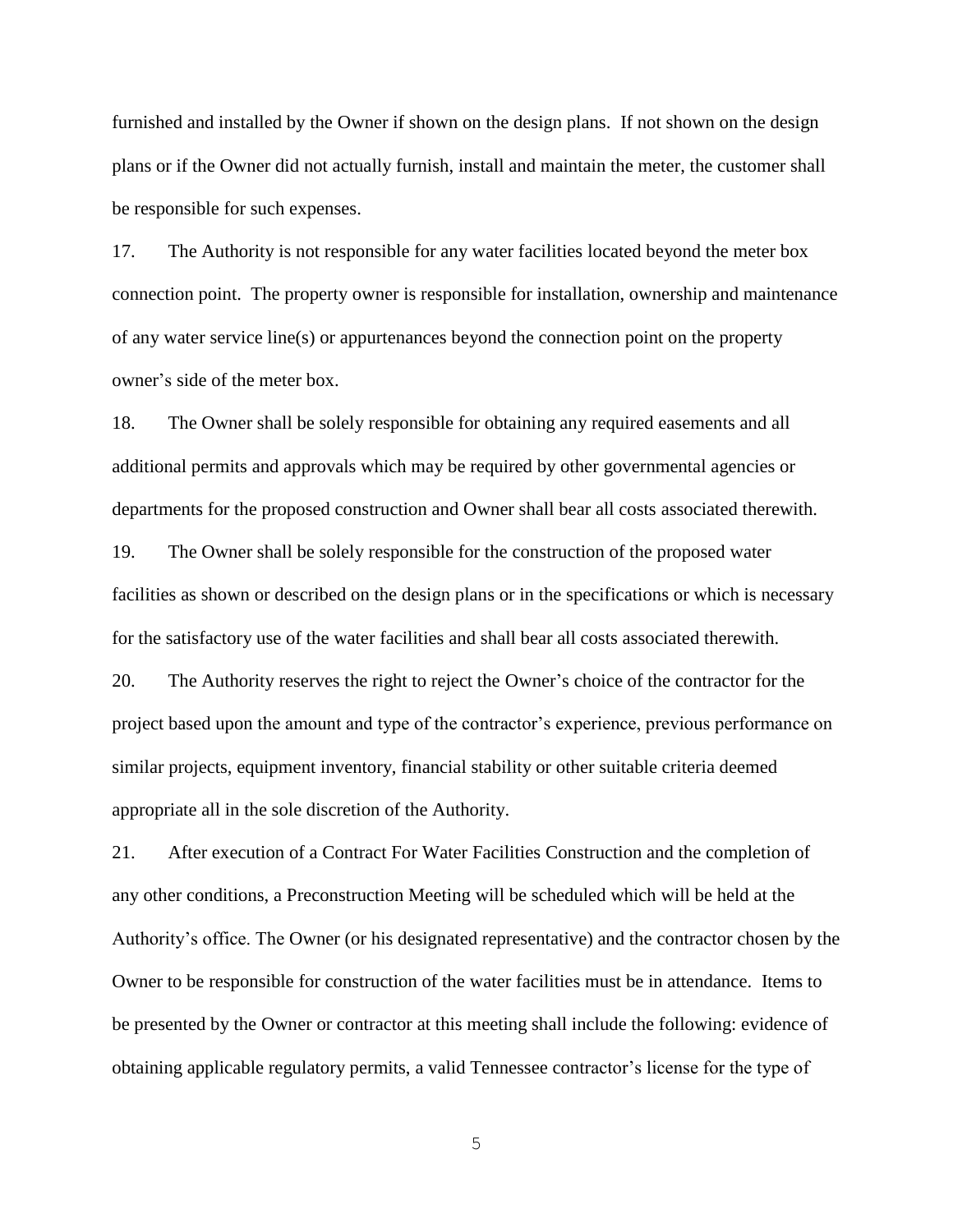furnished and installed by the Owner if shown on the design plans. If not shown on the design plans or if the Owner did not actually furnish, install and maintain the meter, the customer shall be responsible for such expenses.

17. The Authority is not responsible for any water facilities located beyond the meter box connection point. The property owner is responsible for installation, ownership and maintenance of any water service line(s) or appurtenances beyond the connection point on the property owner's side of the meter box.

18. The Owner shall be solely responsible for obtaining any required easements and all additional permits and approvals which may be required by other governmental agencies or departments for the proposed construction and Owner shall bear all costs associated therewith.

19. The Owner shall be solely responsible for the construction of the proposed water facilities as shown or described on the design plans or in the specifications or which is necessary for the satisfactory use of the water facilities and shall bear all costs associated therewith.

20. The Authority reserves the right to reject the Owner's choice of the contractor for the project based upon the amount and type of the contractor's experience, previous performance on similar projects, equipment inventory, financial stability or other suitable criteria deemed appropriate all in the sole discretion of the Authority.

21. After execution of a Contract For Water Facilities Construction and the completion of any other conditions, a Preconstruction Meeting will be scheduled which will be held at the Authority's office. The Owner (or his designated representative) and the contractor chosen by the Owner to be responsible for construction of the water facilities must be in attendance. Items to be presented by the Owner or contractor at this meeting shall include the following: evidence of obtaining applicable regulatory permits, a valid Tennessee contractor's license for the type of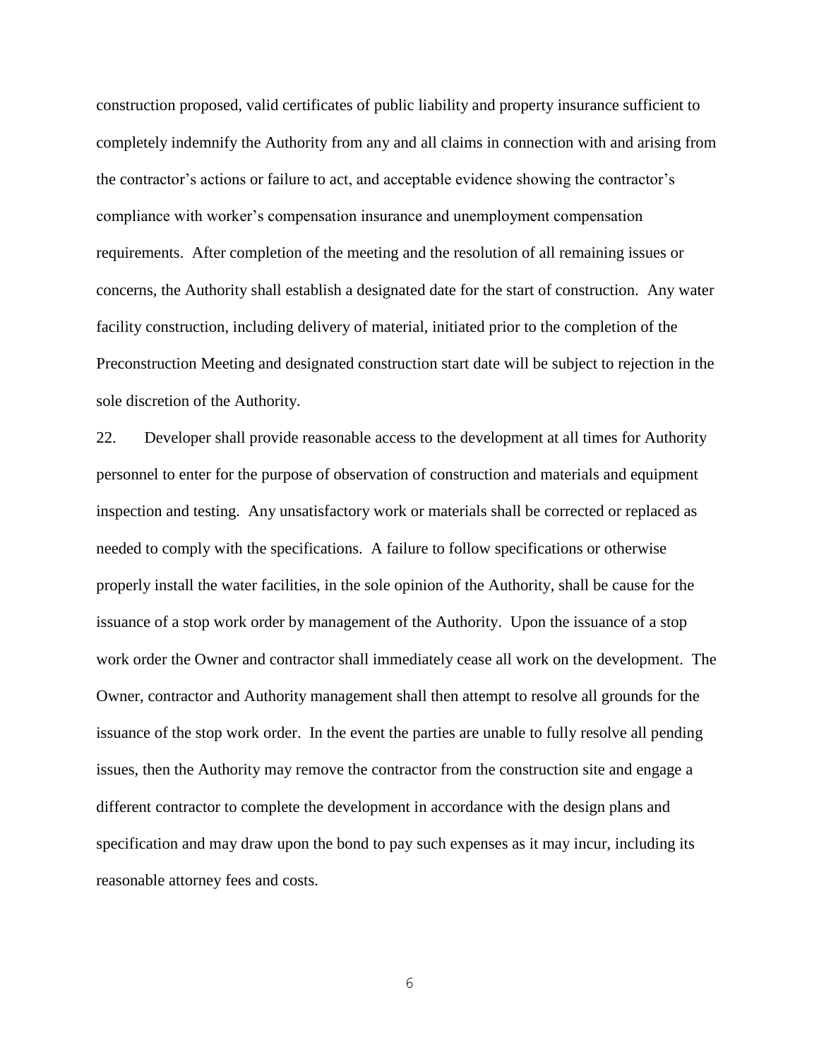construction proposed, valid certificates of public liability and property insurance sufficient to completely indemnify the Authority from any and all claims in connection with and arising from the contractor's actions or failure to act, and acceptable evidence showing the contractor's compliance with worker's compensation insurance and unemployment compensation requirements. After completion of the meeting and the resolution of all remaining issues or concerns, the Authority shall establish a designated date for the start of construction. Any water facility construction, including delivery of material, initiated prior to the completion of the Preconstruction Meeting and designated construction start date will be subject to rejection in the sole discretion of the Authority.

22. Developer shall provide reasonable access to the development at all times for Authority personnel to enter for the purpose of observation of construction and materials and equipment inspection and testing. Any unsatisfactory work or materials shall be corrected or replaced as needed to comply with the specifications. A failure to follow specifications or otherwise properly install the water facilities, in the sole opinion of the Authority, shall be cause for the issuance of a stop work order by management of the Authority. Upon the issuance of a stop work order the Owner and contractor shall immediately cease all work on the development. The Owner, contractor and Authority management shall then attempt to resolve all grounds for the issuance of the stop work order. In the event the parties are unable to fully resolve all pending issues, then the Authority may remove the contractor from the construction site and engage a different contractor to complete the development in accordance with the design plans and specification and may draw upon the bond to pay such expenses as it may incur, including its reasonable attorney fees and costs.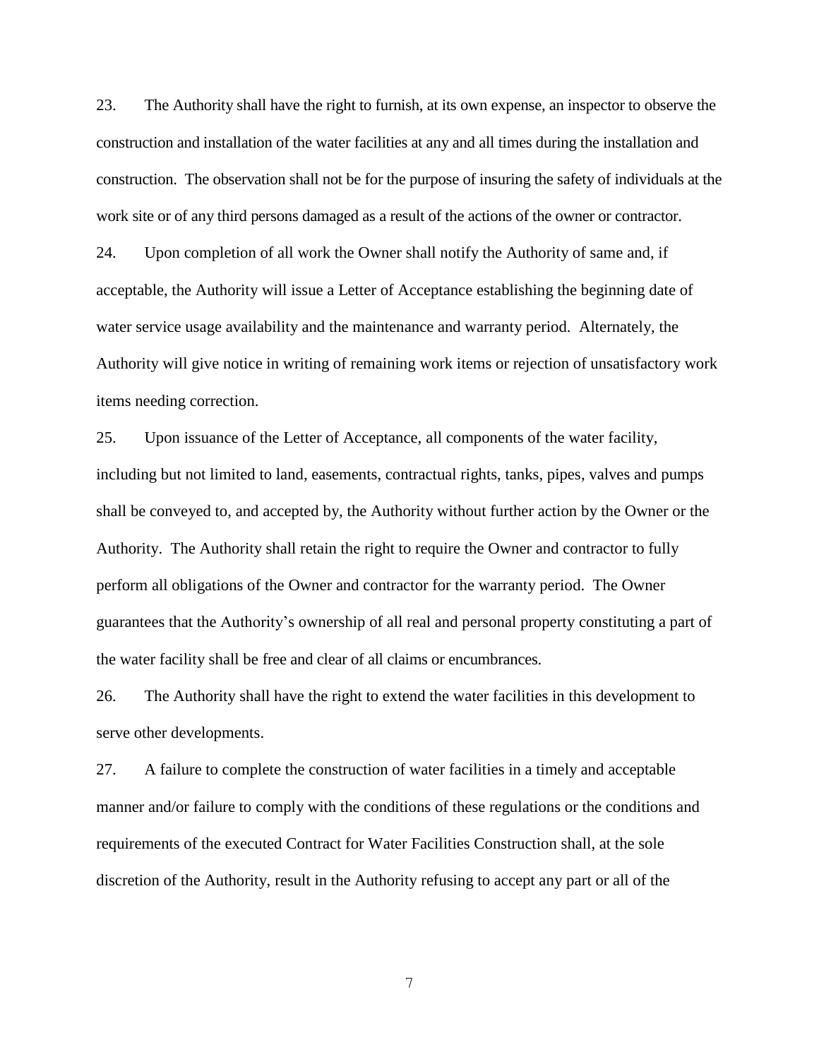23. The Authority shall have the right to furnish, at its own expense, an inspector to observe the construction and installation of the water facilities at any and all times during the installation and construction. The observation shall not be for the purpose of insuring the safety of individuals at the work site or of any third persons damaged as a result of the actions of the owner or contractor.

24. Upon completion of all work the Owner shall notify the Authority of same and, if acceptable, the Authority will issue a Letter of Acceptance establishing the beginning date of water service usage availability and the maintenance and warranty period. Alternately, the Authority will give notice in writing of remaining work items or rejection of unsatisfactory work items needing correction.

25. Upon issuance of the Letter of Acceptance, all components of the water facility, including but not limited to land, easements, contractual rights, tanks, pipes, valves and pumps shall be conveyed to, and accepted by, the Authority without further action by the Owner or the Authority. The Authority shall retain the right to require the Owner and contractor to fully perform all obligations of the Owner and contractor for the warranty period. The Owner guarantees that the Authority's ownership of all real and personal property constituting a part of the water facility shall be free and clear of all claims or encumbrances.

26. The Authority shall have the right to extend the water facilities in this development to serve other developments.

27. A failure to complete the construction of water facilities in a timely and acceptable manner and/or failure to comply with the conditions of these regulations or the conditions and requirements of the executed Contract for Water Facilities Construction shall, at the sole discretion of the Authority, result in the Authority refusing to accept any part or all of the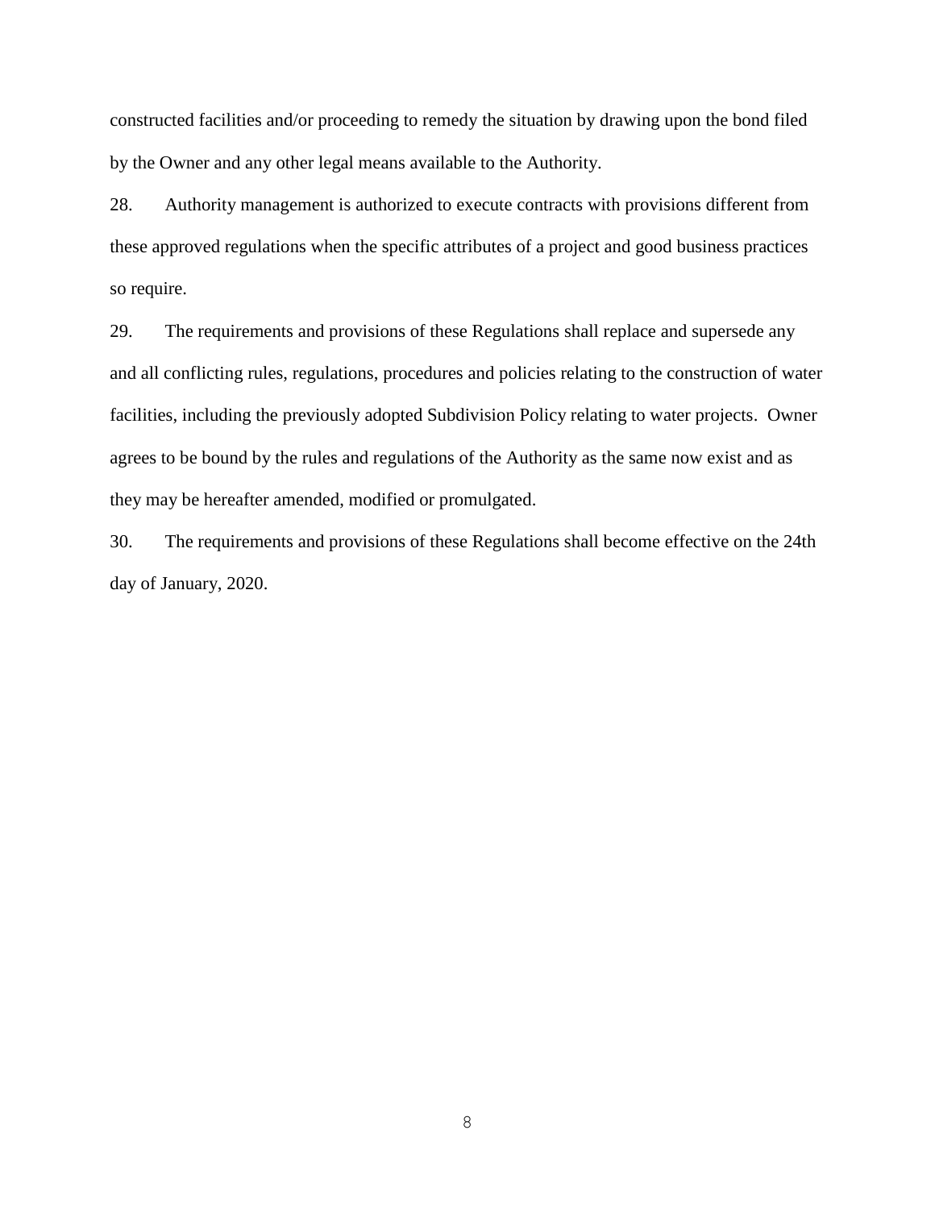constructed facilities and/or proceeding to remedy the situation by drawing upon the bond filed by the Owner and any other legal means available to the Authority.

28. Authority management is authorized to execute contracts with provisions different from these approved regulations when the specific attributes of a project and good business practices so require.

29. The requirements and provisions of these Regulations shall replace and supersede any and all conflicting rules, regulations, procedures and policies relating to the construction of water facilities, including the previously adopted Subdivision Policy relating to water projects. Owner agrees to be bound by the rules and regulations of the Authority as the same now exist and as they may be hereafter amended, modified or promulgated.

30. The requirements and provisions of these Regulations shall become effective on the 24th day of January, 2020.